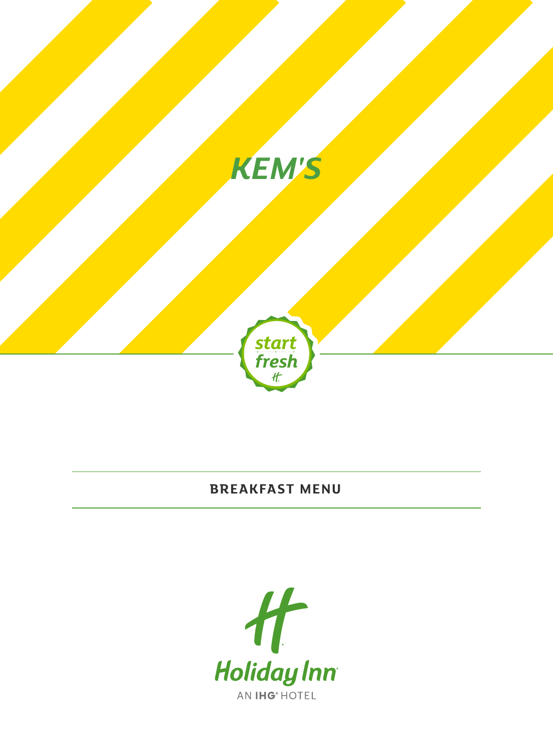# KEM'S

start fresh

## BREAKFAST MENU

Holiday Inn

AN IHG® HOTEL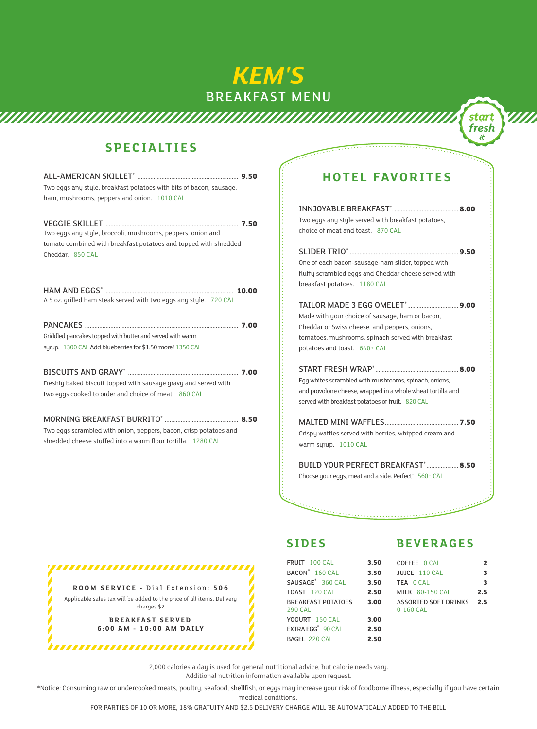# KEM'S
## BREAKFAST MENU

start fresh

## SPECIALTIES

**ALL-AMERICAN SKILLET*** .......... 9.50
Two eggs any style, breakfast potatoes with bits of bacon, sausage, ham, mushrooms, peppers and onion. 1010 CAL

**VEGGIE SKILLET** .......... 7.50
Two eggs any style, broccoli, mushrooms, peppers, onion and tomato combined with breakfast potatoes and topped with shredded Cheddar. 850 CAL

**HAM AND EGGS*** .......... 10.00
A 5 oz. grilled ham steak served with two eggs any style. 720 CAL

**PANCAKES** .......... 7.00
Griddled pancakes topped with butter and served with warm syrup. 1300 CAL Add blueberries for $1.50 more! 1350 CAL

**BISCUITS AND GRAVY*** .......... 7.00
Freshly baked biscuit topped with sausage gravy and served with two eggs cooked to order and choice of meat. 860 CAL

**MORNING BREAKFAST BURRITO*** .......... 8.50
Two eggs scrambled with onion, peppers, bacon, crisp potatoes and shredded cheese stuffed into a warm flour tortilla. 1280 CAL

## HOTEL FAVORITES

**INNJOYABLE BREAKFAST*** .......... 8.00
Two eggs any style served with breakfast potatoes, choice of meat and toast. 870 CAL

**SLIDER TRIO*** .......... 9.50
One of each bacon-sausage-ham slider, topped with fluffy scrambled eggs and Cheddar cheese served with breakfast potatoes. 1180 CAL

**TAILOR MADE 3 EGG OMELET*** .......... 9.00
Made with your choice of sausage, ham or bacon, Cheddar or Swiss cheese, and peppers, onions, tomatoes, mushrooms, spinach served with breakfast potatoes and toast. 640+ CAL

**START FRESH WRAP*** .......... 8.00
Egg whites scrambled with mushrooms, spinach, onions, and provolone cheese, wrapped in a whole wheat tortilla and served with breakfast potatoes or fruit. 820 CAL

**MALTED MINI WAFFLES** .......... 7.50
Crispy waffles served with berries, whipped cream and warm syrup. 1010 CAL

**BUILD YOUR PERFECT BREAKFAST*** .......... 8.50
Choose your eggs, meat and a side. Perfect! 560+ CAL

## SIDES

| | |
|---|---|
| FRUIT 100 CAL | 3.50 |
| BACON* 160 CAL | 3.50 |
| SAUSAGE* 360 CAL | 3.50 |
| TOAST 120 CAL | 2.50 |
| BREAKFAST POTATOES 290 CAL | 3.00 |
| YOGURT 150 CAL | 3.00 |
| EXTRA EGG* 90 CAL | 2.50 |
| BAGEL 220 CAL | 2.50 |

## BEVERAGES

| | |
|---|---|
| COFFEE 0 CAL | 2 |
| JUICE 110 CAL | 3 |
| TEA 0 CAL | 3 |
| MILK 80-150 CAL | 2.5 |
| ASSORTED SOFT DRINKS 0-160 CAL | 2.5 |

**ROOM SERVICE** - Dial Extension: **506**

Applicable sales tax will be added to the price of all items. Delivery charges $2

**BREAKFAST SERVED**
**6:00 AM - 10:00 AM DAILY**

2,000 calories a day is used for general nutritional advice, but calorie needs vary.
Additional nutrition information available upon request.

*Notice: Consuming raw or undercooked meats, poultry, seafood, shellfish, or eggs may increase your risk of foodborne illness, especially if you have certain medical conditions.

FOR PARTIES OF 10 OR MORE, 18% GRATUITY AND $2.5 DELIVERY CHARGE WILL BE AUTOMATICALLY ADDED TO THE BILL